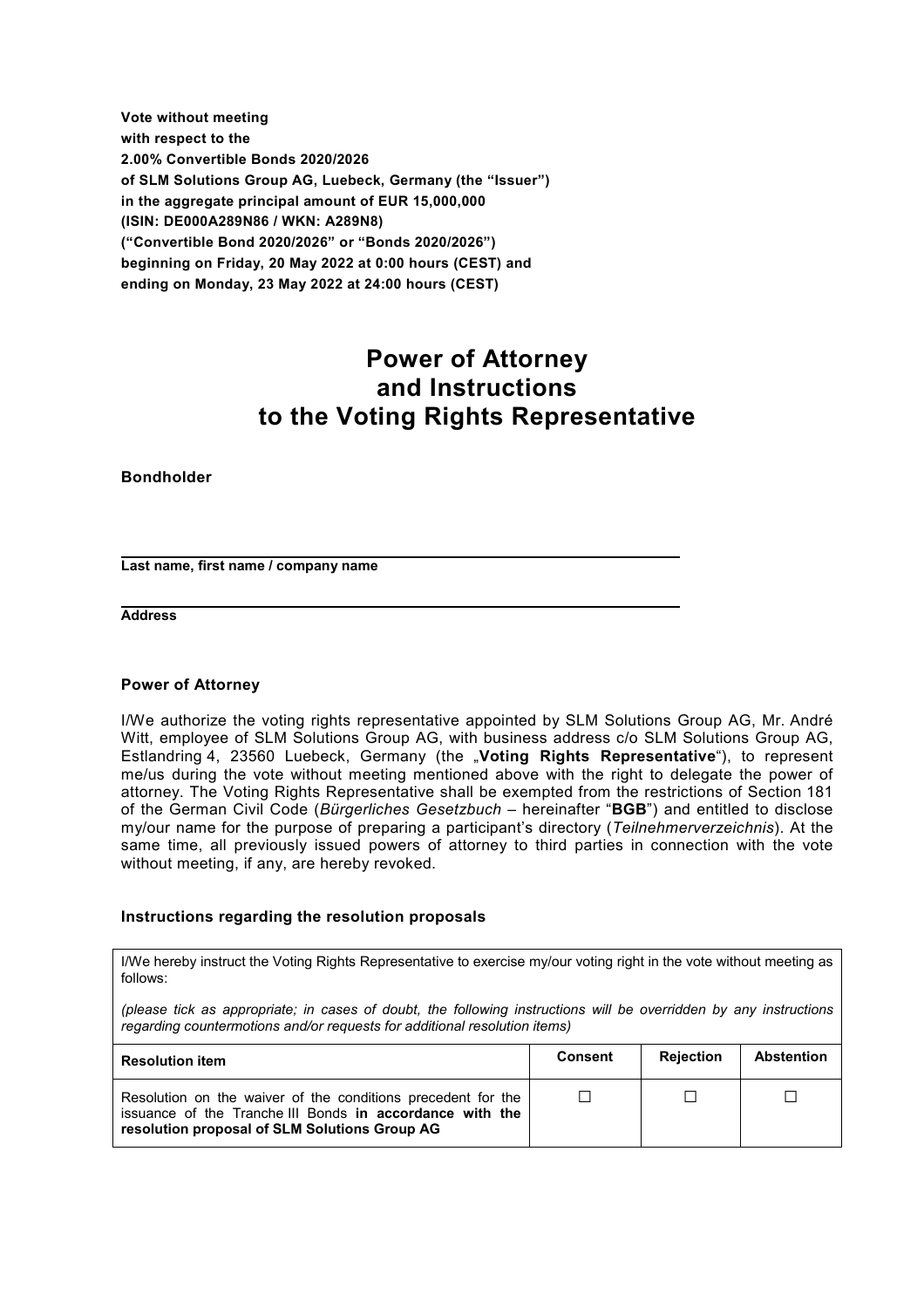**Vote without meeting**
**with respect to the**
**2.00% Convertible Bonds 2020/2026**
**of SLM Solutions Group AG, Luebeck, Germany (the "Issuer")**
**in the aggregate principal amount of EUR 15,000,000**
**(ISIN: DE000A289N86 / WKN: A289N8)**
**("Convertible Bond 2020/2026" or "Bonds 2020/2026")**
**beginning on Friday, 20 May 2022 at 0:00 hours (CEST) and**
**ending on Monday, 23 May 2022 at 24:00 hours (CEST)**

# Power of Attorney and Instructions to the Voting Rights Representative

**Bondholder**

______________________________________________

**Last name, first name / company name**

______________________________________________

**Address**

**Power of Attorney**

I/We authorize the voting rights representative appointed by SLM Solutions Group AG, Mr. André Witt, employee of SLM Solutions Group AG, with business address c/o SLM Solutions Group AG, Estlandring 4, 23560 Luebeck, Germany (the „**Voting Rights Representative**"), to represent me/us during the vote without meeting mentioned above with the right to delegate the power of attorney. The Voting Rights Representative shall be exempted from the restrictions of Section 181 of the German Civil Code (*Bürgerliches Gesetzbuch* – hereinafter "**BGB**") and entitled to disclose my/our name for the purpose of preparing a participant's directory (*Teilnehmerverzeichnis*). At the same time, all previously issued powers of attorney to third parties in connection with the vote without meeting, if any, are hereby revoked.

**Instructions regarding the resolution proposals**

I/We hereby instruct the Voting Rights Representative to exercise my/our voting right in the vote without meeting as follows:

*(please tick as appropriate; in cases of doubt, the following instructions will be overridden by any instructions regarding countermotions and/or requests for additional resolution items)*

| Resolution item | Consent | Rejection | Abstention |
|---|---|---|---|
| Resolution on the waiver of the conditions precedent for the issuance of the Tranche III Bonds **in accordance with the resolution proposal of SLM Solutions Group AG** | ☐ | ☐ | ☐ |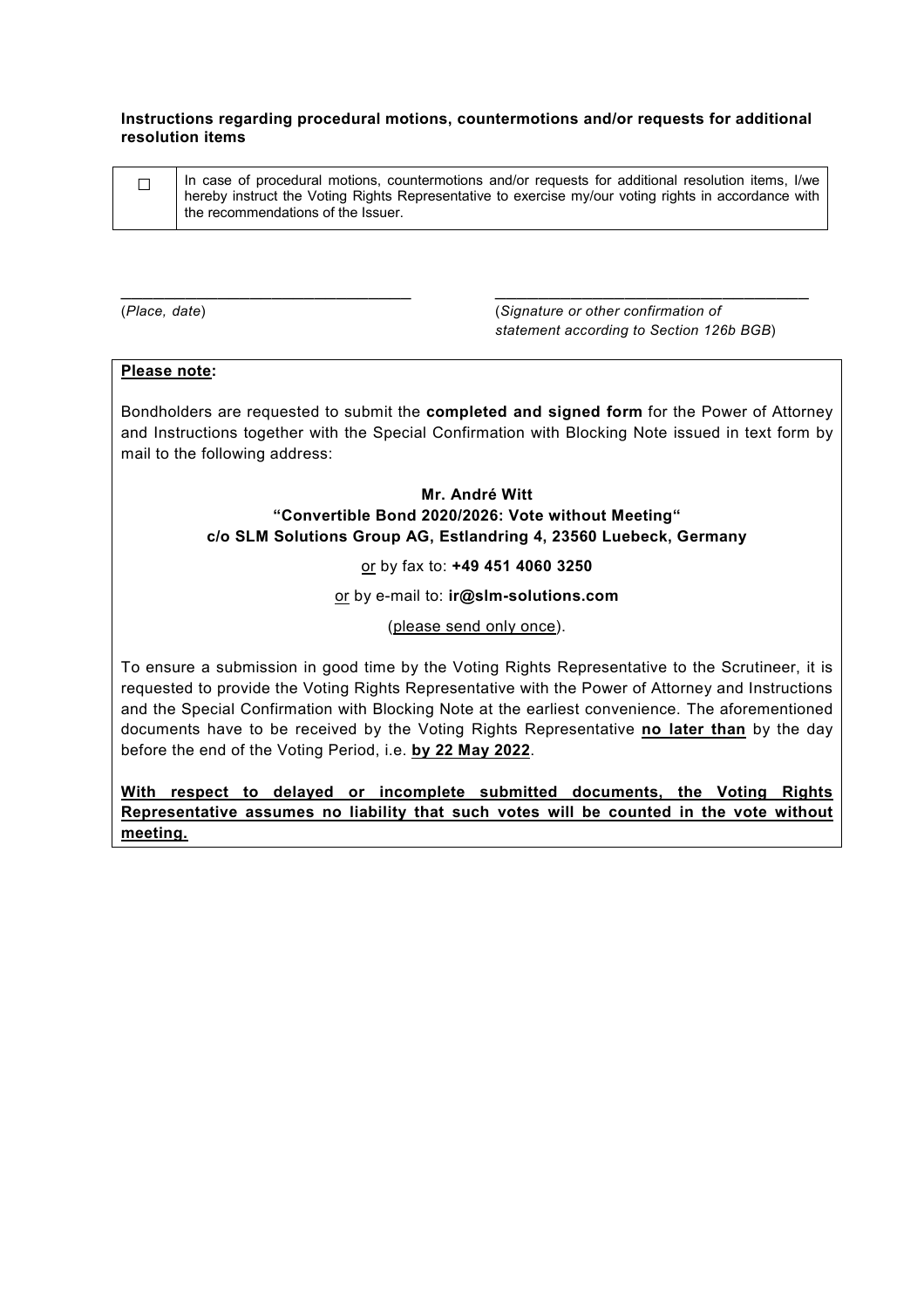**Instructions regarding procedural motions, countermotions and/or requests for additional resolution items**

| ☐ | In case of procedural motions, countermotions and/or requests for additional resolution items, I/we hereby instruct the Voting Rights Representative to exercise my/our voting rights in accordance with the recommendations of the Issuer. |
|---|---|

\_\_\_\_\_\_\_\_\_\_\_\_\_\_\_\_\_\_\_\_\_\_\_\_\_\_\_\_\_\_\_\_\_\_
(*Place, date*)

\_\_\_\_\_\_\_\_\_\_\_\_\_\_\_\_\_\_\_\_\_\_\_\_\_\_\_\_\_\_\_\_\_\_\_\_\_\_
(*Signature or other confirmation of statement according to Section 126b BGB*)

**Please note:**

Bondholders are requested to submit the **completed and signed form** for the Power of Attorney and Instructions together with the Special Confirmation with Blocking Note issued in text form by mail to the following address:

**Mr. André Witt**
**“Convertible Bond 2020/2026: Vote without Meeting“**
**c/o SLM Solutions Group AG, Estlandring 4, 23560 Luebeck, Germany**

or by fax to: **+49 451 4060 3250**

or by e-mail to: **ir@slm-solutions.com**

(please send only once).

To ensure a submission in good time by the Voting Rights Representative to the Scrutineer, it is requested to provide the Voting Rights Representative with the Power of Attorney and Instructions and the Special Confirmation with Blocking Note at the earliest convenience. The aforementioned documents have to be received by the Voting Rights Representative **no later than** by the day before the end of the Voting Period, i.e. **by 22 May 2022**.

**With respect to delayed or incomplete submitted documents, the Voting Rights Representative assumes no liability that such votes will be counted in the vote without meeting.**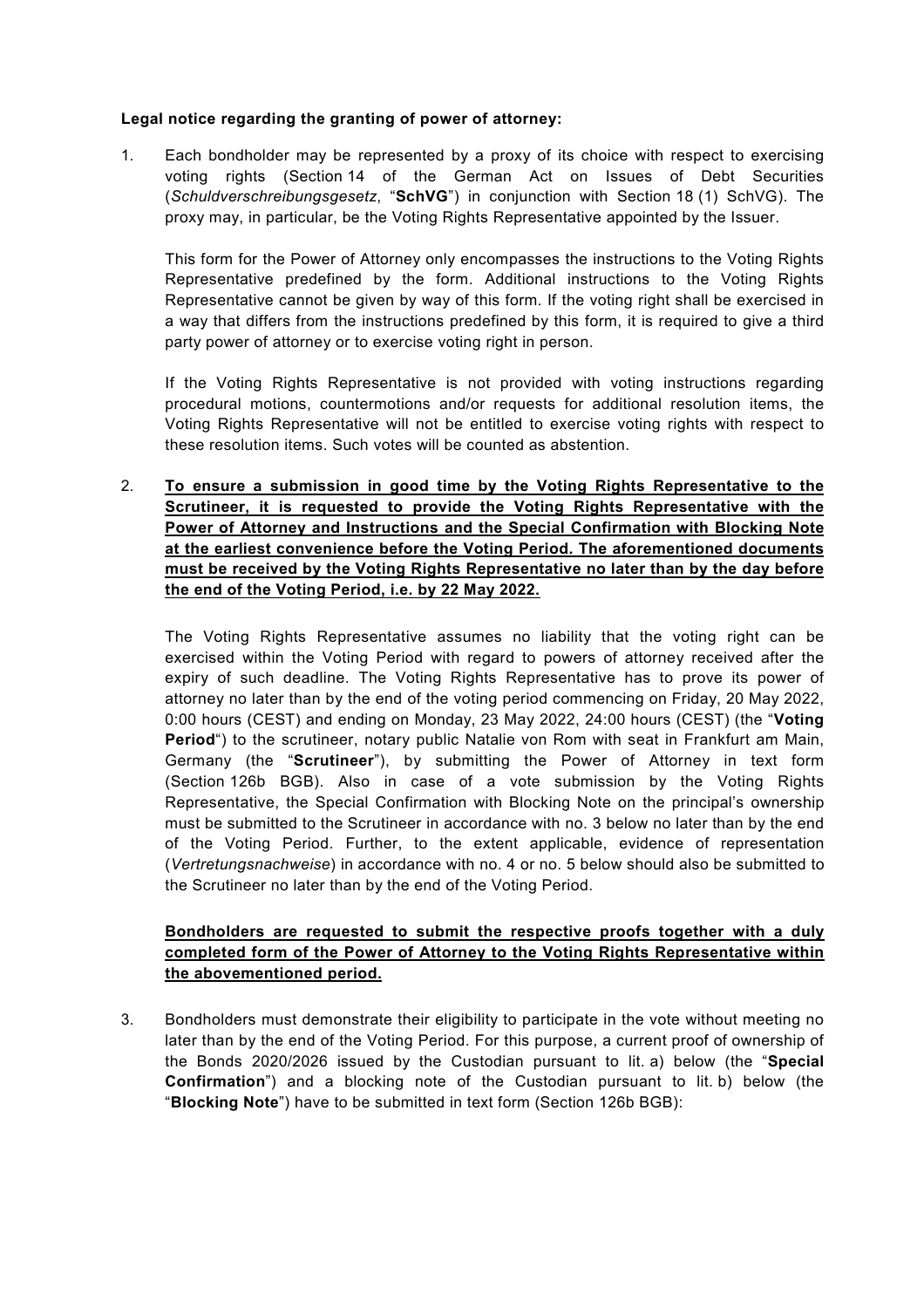**Legal notice regarding the granting of power of attorney:**

1. Each bondholder may be represented by a proxy of its choice with respect to exercising voting rights (Section 14 of the German Act on Issues of Debt Securities (*Schuldverschreibungsgesetz*, "**SchVG**") in conjunction with Section 18 (1) SchVG). The proxy may, in particular, be the Voting Rights Representative appointed by the Issuer.

   This form for the Power of Attorney only encompasses the instructions to the Voting Rights Representative predefined by the form. Additional instructions to the Voting Rights Representative cannot be given by way of this form. If the voting right shall be exercised in a way that differs from the instructions predefined by this form, it is required to give a third party power of attorney or to exercise voting right in person.

   If the Voting Rights Representative is not provided with voting instructions regarding procedural motions, countermotions and/or requests for additional resolution items, the Voting Rights Representative will not be entitled to exercise voting rights with respect to these resolution items. Such votes will be counted as abstention.

2. **To ensure a submission in good time by the Voting Rights Representative to the Scrutineer, it is requested to provide the Voting Rights Representative with the Power of Attorney and Instructions and the Special Confirmation with Blocking Note at the earliest convenience before the Voting Period. The aforementioned documents must be received by the Voting Rights Representative no later than by the day before the end of the Voting Period, i.e. by 22 May 2022.**

   The Voting Rights Representative assumes no liability that the voting right can be exercised within the Voting Period with regard to powers of attorney received after the expiry of such deadline. The Voting Rights Representative has to prove its power of attorney no later than by the end of the voting period commencing on Friday, 20 May 2022, 0:00 hours (CEST) and ending on Monday, 23 May 2022, 24:00 hours (CEST) (the "**Voting Period**") to the scrutineer, notary public Natalie von Rom with seat in Frankfurt am Main, Germany (the "**Scrutineer**"), by submitting the Power of Attorney in text form (Section 126b BGB). Also in case of a vote submission by the Voting Rights Representative, the Special Confirmation with Blocking Note on the principal's ownership must be submitted to the Scrutineer in accordance with no. 3 below no later than by the end of the Voting Period. Further, to the extent applicable, evidence of representation (*Vertretungsnachweise*) in accordance with no. 4 or no. 5 below should also be submitted to the Scrutineer no later than by the end of the Voting Period.

   **Bondholders are requested to submit the respective proofs together with a duly completed form of the Power of Attorney to the Voting Rights Representative within the abovementioned period.**

3. Bondholders must demonstrate their eligibility to participate in the vote without meeting no later than by the end of the Voting Period. For this purpose, a current proof of ownership of the Bonds 2020/2026 issued by the Custodian pursuant to lit. a) below (the "**Special Confirmation**") and a blocking note of the Custodian pursuant to lit. b) below (the "**Blocking Note**") have to be submitted in text form (Section 126b BGB):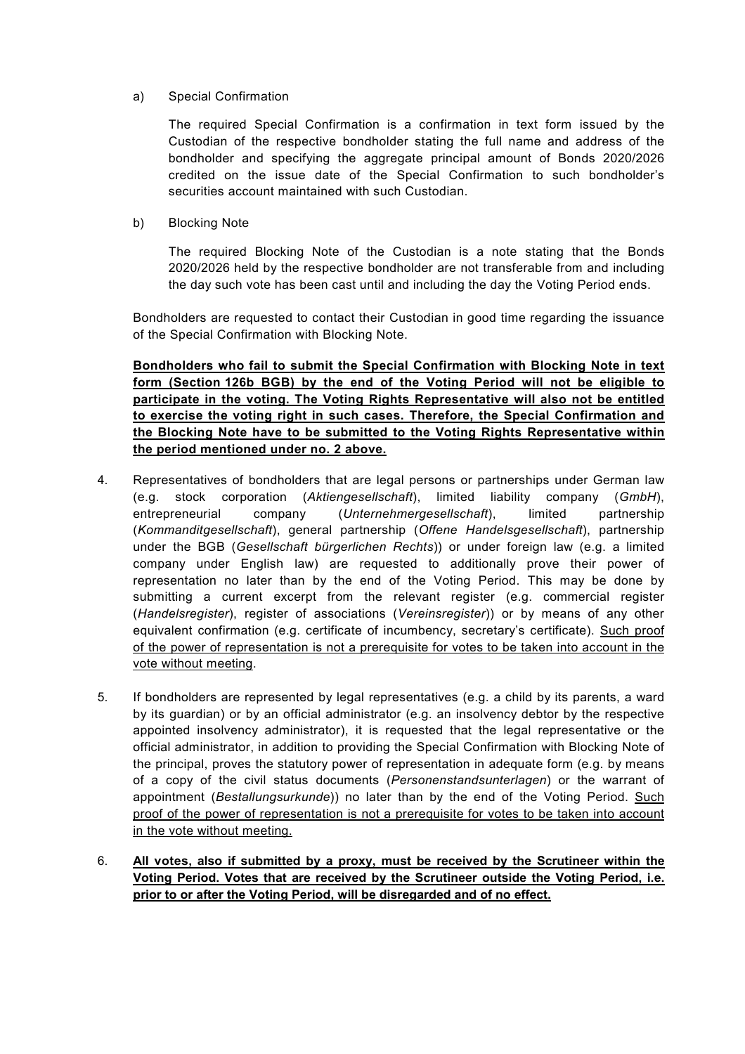a) Special Confirmation

The required Special Confirmation is a confirmation in text form issued by the Custodian of the respective bondholder stating the full name and address of the bondholder and specifying the aggregate principal amount of Bonds 2020/2026 credited on the issue date of the Special Confirmation to such bondholder's securities account maintained with such Custodian.

b) Blocking Note

The required Blocking Note of the Custodian is a note stating that the Bonds 2020/2026 held by the respective bondholder are not transferable from and including the day such vote has been cast until and including the day the Voting Period ends.

Bondholders are requested to contact their Custodian in good time regarding the issuance of the Special Confirmation with Blocking Note.

**Bondholders who fail to submit the Special Confirmation with Blocking Note in text form (Section 126b BGB) by the end of the Voting Period will not be eligible to participate in the voting. The Voting Rights Representative will also not be entitled to exercise the voting right in such cases. Therefore, the Special Confirmation and the Blocking Note have to be submitted to the Voting Rights Representative within the period mentioned under no. 2 above.**

4. Representatives of bondholders that are legal persons or partnerships under German law (e.g. stock corporation (*Aktiengesellschaft*), limited liability company (*GmbH*), entrepreneurial company (*Unternehmergesellschaft*), limited partnership (*Kommanditgesellschaft*), general partnership (*Offene Handelsgesellschaft*), partnership under the BGB (*Gesellschaft bürgerlichen Rechts*)) or under foreign law (e.g. a limited company under English law) are requested to additionally prove their power of representation no later than by the end of the Voting Period. This may be done by submitting a current excerpt from the relevant register (e.g. commercial register (*Handelsregister*), register of associations (*Vereinsregister*)) or by means of any other equivalent confirmation (e.g. certificate of incumbency, secretary's certificate). Such proof of the power of representation is not a prerequisite for votes to be taken into account in the vote without meeting.

5. If bondholders are represented by legal representatives (e.g. a child by its parents, a ward by its guardian) or by an official administrator (e.g. an insolvency debtor by the respective appointed insolvency administrator), it is requested that the legal representative or the official administrator, in addition to providing the Special Confirmation with Blocking Note of the principal, proves the statutory power of representation in adequate form (e.g. by means of a copy of the civil status documents (*Personenstandsunterlagen*) or the warrant of appointment (*Bestallungsurkunde*)) no later than by the end of the Voting Period. Such proof of the power of representation is not a prerequisite for votes to be taken into account in the vote without meeting.

6. **All votes, also if submitted by a proxy, must be received by the Scrutineer within the Voting Period. Votes that are received by the Scrutineer outside the Voting Period, i.e. prior to or after the Voting Period, will be disregarded and of no effect.**